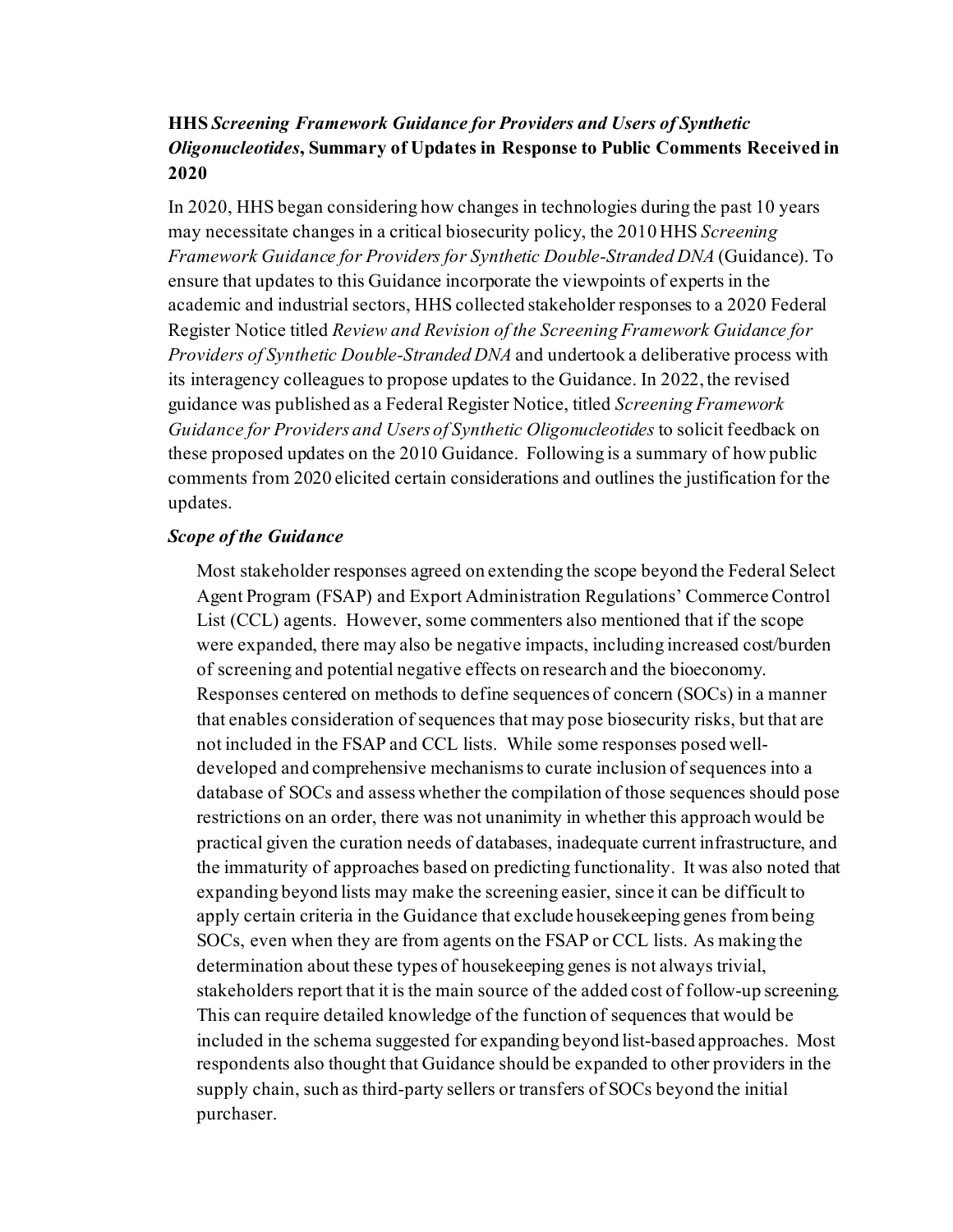**HHS *Screening Framework Guidance for Providers and Users of Synthetic Oligonucleotides*, Summary of Updates in Response to Public Comments Received in 2020**

In 2020, HHS began considering how changes in technologies during the past 10 years may necessitate changes in a critical biosecurity policy, the 2010 HHS *Screening Framework Guidance for Providers for Synthetic Double-Stranded DNA* (Guidance). To ensure that updates to this Guidance incorporate the viewpoints of experts in the academic and industrial sectors, HHS collected stakeholder responses to a 2020 Federal Register Notice titled *Review and Revision of the Screening Framework Guidance for Providers of Synthetic Double-Stranded DNA* and undertook a deliberative process with its interagency colleagues to propose updates to the Guidance. In 2022, the revised guidance was published as a Federal Register Notice, titled *Screening Framework Guidance for Providers and Users of Synthetic Oligonucleotides* to solicit feedback on these proposed updates on the 2010 Guidance. Following is a summary of how public comments from 2020 elicited certain considerations and outlines the justification for the updates.

***Scope of the Guidance***

Most stakeholder responses agreed on extending the scope beyond the Federal Select Agent Program (FSAP) and Export Administration Regulations' Commerce Control List (CCL) agents. However, some commenters also mentioned that if the scope were expanded, there may also be negative impacts, including increased cost/burden of screening and potential negative effects on research and the bioeconomy. Responses centered on methods to define sequences of concern (SOCs) in a manner that enables consideration of sequences that may pose biosecurity risks, but that are not included in the FSAP and CCL lists. While some responses posed well-developed and comprehensive mechanisms to curate inclusion of sequences into a database of SOCs and assess whether the compilation of those sequences should pose restrictions on an order, there was not unanimity in whether this approach would be practical given the curation needs of databases, inadequate current infrastructure, and the immaturity of approaches based on predicting functionality. It was also noted that expanding beyond lists may make the screening easier, since it can be difficult to apply certain criteria in the Guidance that exclude housekeeping genes from being SOCs, even when they are from agents on the FSAP or CCL lists. As making the determination about these types of housekeeping genes is not always trivial, stakeholders report that it is the main source of the added cost of follow-up screening. This can require detailed knowledge of the function of sequences that would be included in the schema suggested for expanding beyond list-based approaches. Most respondents also thought that Guidance should be expanded to other providers in the supply chain, such as third-party sellers or transfers of SOCs beyond the initial purchaser.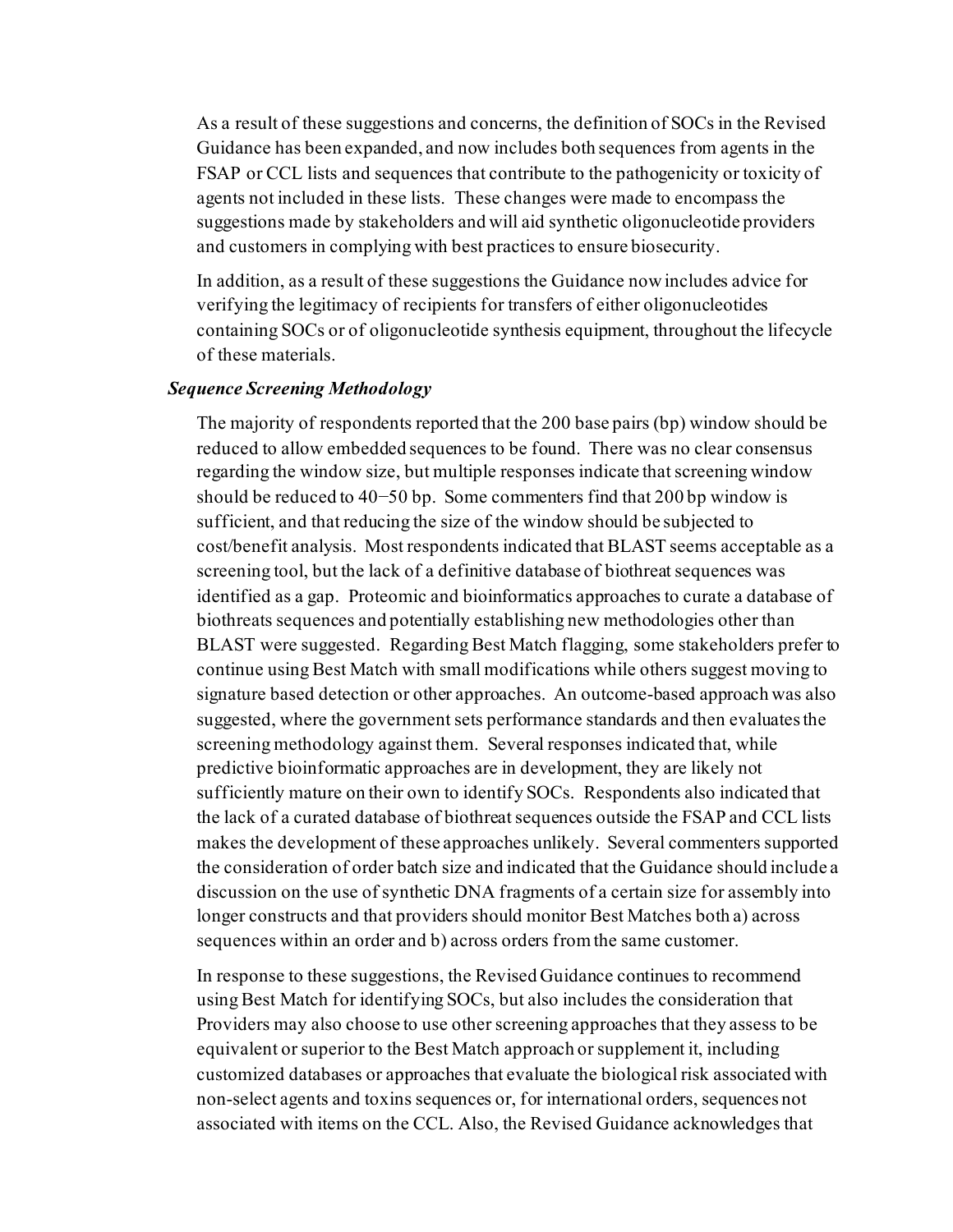As a result of these suggestions and concerns, the definition of SOCs in the Revised Guidance has been expanded, and now includes both sequences from agents in the FSAP or CCL lists and sequences that contribute to the pathogenicity or toxicity of agents not included in these lists. These changes were made to encompass the suggestions made by stakeholders and will aid synthetic oligonucleotide providers and customers in complying with best practices to ensure biosecurity.

In addition, as a result of these suggestions the Guidance now includes advice for verifying the legitimacy of recipients for transfers of either oligonucleotides containing SOCs or of oligonucleotide synthesis equipment, throughout the lifecycle of these materials.

***Sequence Screening Methodology***

The majority of respondents reported that the 200 base pairs (bp) window should be reduced to allow embedded sequences to be found. There was no clear consensus regarding the window size, but multiple responses indicate that screening window should be reduced to 40−50 bp. Some commenters find that 200 bp window is sufficient, and that reducing the size of the window should be subjected to cost/benefit analysis. Most respondents indicated that BLAST seems acceptable as a screening tool, but the lack of a definitive database of biothreat sequences was identified as a gap. Proteomic and bioinformatics approaches to curate a database of biothreats sequences and potentially establishing new methodologies other than BLAST were suggested. Regarding Best Match flagging, some stakeholders prefer to continue using Best Match with small modifications while others suggest moving to signature based detection or other approaches. An outcome-based approach was also suggested, where the government sets performance standards and then evaluates the screening methodology against them. Several responses indicated that, while predictive bioinformatic approaches are in development, they are likely not sufficiently mature on their own to identify SOCs. Respondents also indicated that the lack of a curated database of biothreat sequences outside the FSAP and CCL lists makes the development of these approaches unlikely. Several commenters supported the consideration of order batch size and indicated that the Guidance should include a discussion on the use of synthetic DNA fragments of a certain size for assembly into longer constructs and that providers should monitor Best Matches both a) across sequences within an order and b) across orders from the same customer.

In response to these suggestions, the Revised Guidance continues to recommend using Best Match for identifying SOCs, but also includes the consideration that Providers may also choose to use other screening approaches that they assess to be equivalent or superior to the Best Match approach or supplement it, including customized databases or approaches that evaluate the biological risk associated with non-select agents and toxins sequences or, for international orders, sequences not associated with items on the CCL. Also, the Revised Guidance acknowledges that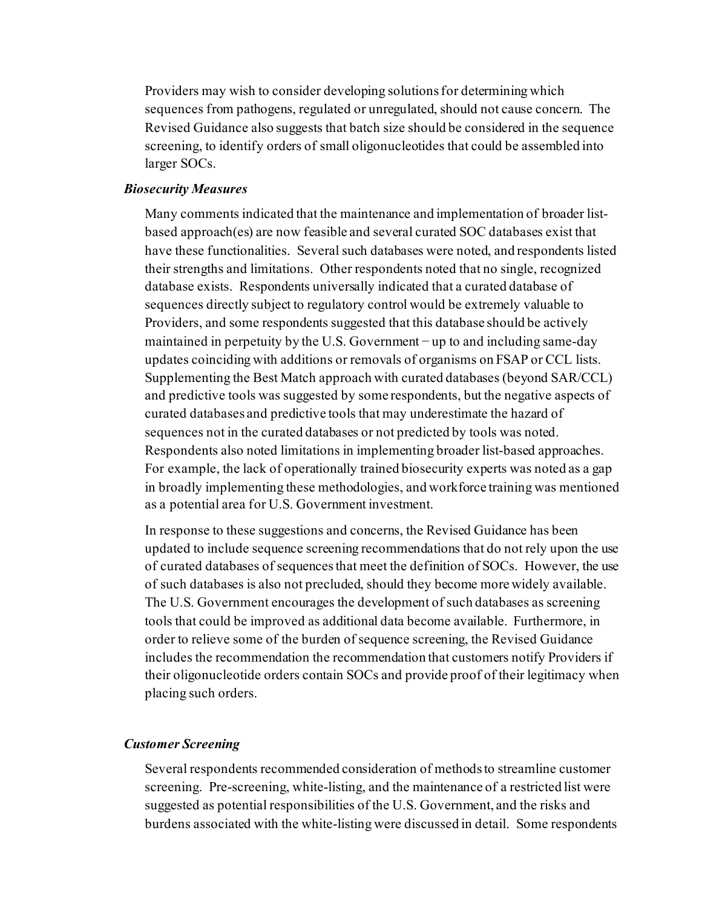Providers may wish to consider developing solutions for determining which sequences from pathogens, regulated or unregulated, should not cause concern. The Revised Guidance also suggests that batch size should be considered in the sequence screening, to identify orders of small oligonucleotides that could be assembled into larger SOCs.

### *Biosecurity Measures*

Many comments indicated that the maintenance and implementation of broader list-based approach(es) are now feasible and several curated SOC databases exist that have these functionalities. Several such databases were noted, and respondents listed their strengths and limitations. Other respondents noted that no single, recognized database exists. Respondents universally indicated that a curated database of sequences directly subject to regulatory control would be extremely valuable to Providers, and some respondents suggested that this database should be actively maintained in perpetuity by the U.S. Government − up to and including same-day updates coinciding with additions or removals of organisms on FSAP or CCL lists. Supplementing the Best Match approach with curated databases (beyond SAR/CCL) and predictive tools was suggested by some respondents, but the negative aspects of curated databases and predictive tools that may underestimate the hazard of sequences not in the curated databases or not predicted by tools was noted. Respondents also noted limitations in implementing broader list-based approaches. For example, the lack of operationally trained biosecurity experts was noted as a gap in broadly implementing these methodologies, and workforce training was mentioned as a potential area for U.S. Government investment.

In response to these suggestions and concerns, the Revised Guidance has been updated to include sequence screening recommendations that do not rely upon the use of curated databases of sequences that meet the definition of SOCs. However, the use of such databases is also not precluded, should they become more widely available. The U.S. Government encourages the development of such databases as screening tools that could be improved as additional data become available. Furthermore, in order to relieve some of the burden of sequence screening, the Revised Guidance includes the recommendation the recommendation that customers notify Providers if their oligonucleotide orders contain SOCs and provide proof of their legitimacy when placing such orders.

### *Customer Screening*

Several respondents recommended consideration of methods to streamline customer screening. Pre-screening, white-listing, and the maintenance of a restricted list were suggested as potential responsibilities of the U.S. Government, and the risks and burdens associated with the white-listing were discussed in detail. Some respondents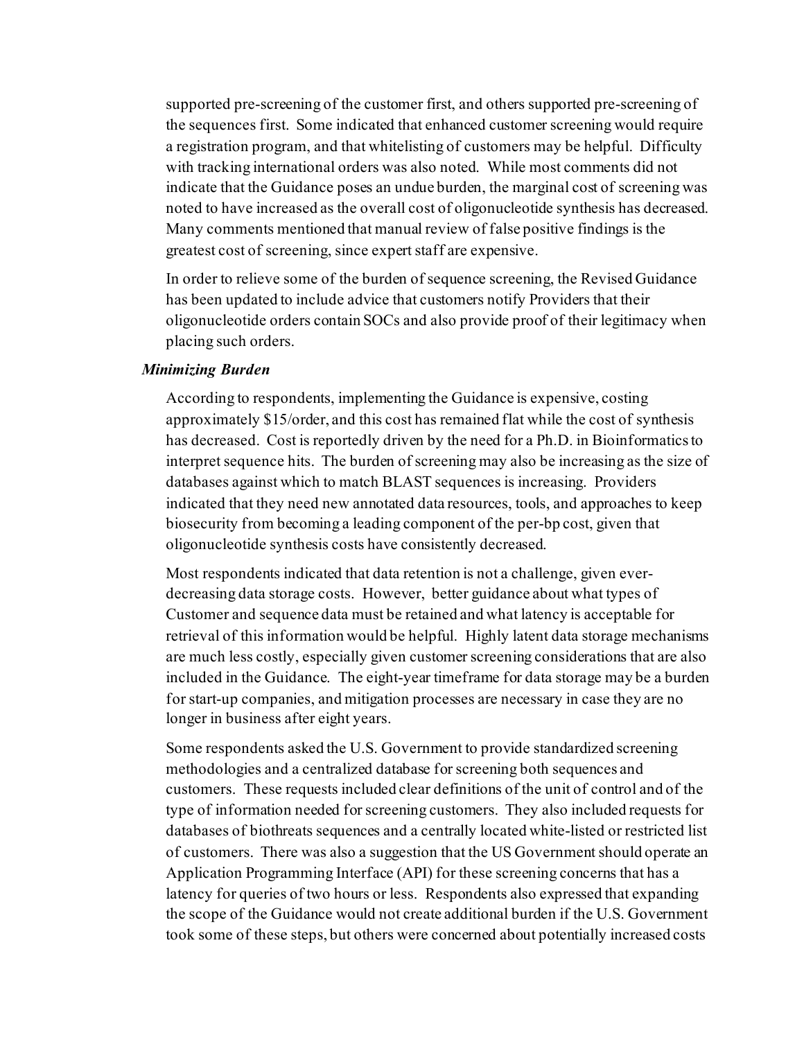supported pre-screening of the customer first, and others supported pre-screening of the sequences first. Some indicated that enhanced customer screening would require a registration program, and that whitelisting of customers may be helpful. Difficulty with tracking international orders was also noted. While most comments did not indicate that the Guidance poses an undue burden, the marginal cost of screening was noted to have increased as the overall cost of oligonucleotide synthesis has decreased. Many comments mentioned that manual review of false positive findings is the greatest cost of screening, since expert staff are expensive.

In order to relieve some of the burden of sequence screening, the Revised Guidance has been updated to include advice that customers notify Providers that their oligonucleotide orders contain SOCs and also provide proof of their legitimacy when placing such orders.

***Minimizing Burden***

According to respondents, implementing the Guidance is expensive, costing approximately $15/order, and this cost has remained flat while the cost of synthesis has decreased. Cost is reportedly driven by the need for a Ph.D. in Bioinformatics to interpret sequence hits. The burden of screening may also be increasing as the size of databases against which to match BLAST sequences is increasing. Providers indicated that they need new annotated data resources, tools, and approaches to keep biosecurity from becoming a leading component of the per-bp cost, given that oligonucleotide synthesis costs have consistently decreased.

Most respondents indicated that data retention is not a challenge, given ever-decreasing data storage costs. However, better guidance about what types of Customer and sequence data must be retained and what latency is acceptable for retrieval of this information would be helpful. Highly latent data storage mechanisms are much less costly, especially given customer screening considerations that are also included in the Guidance. The eight-year timeframe for data storage may be a burden for start-up companies, and mitigation processes are necessary in case they are no longer in business after eight years.

Some respondents asked the U.S. Government to provide standardized screening methodologies and a centralized database for screening both sequences and customers. These requests included clear definitions of the unit of control and of the type of information needed for screening customers. They also included requests for databases of biothreats sequences and a centrally located white-listed or restricted list of customers. There was also a suggestion that the US Government should operate an Application Programming Interface (API) for these screening concerns that has a latency for queries of two hours or less. Respondents also expressed that expanding the scope of the Guidance would not create additional burden if the U.S. Government took some of these steps, but others were concerned about potentially increased costs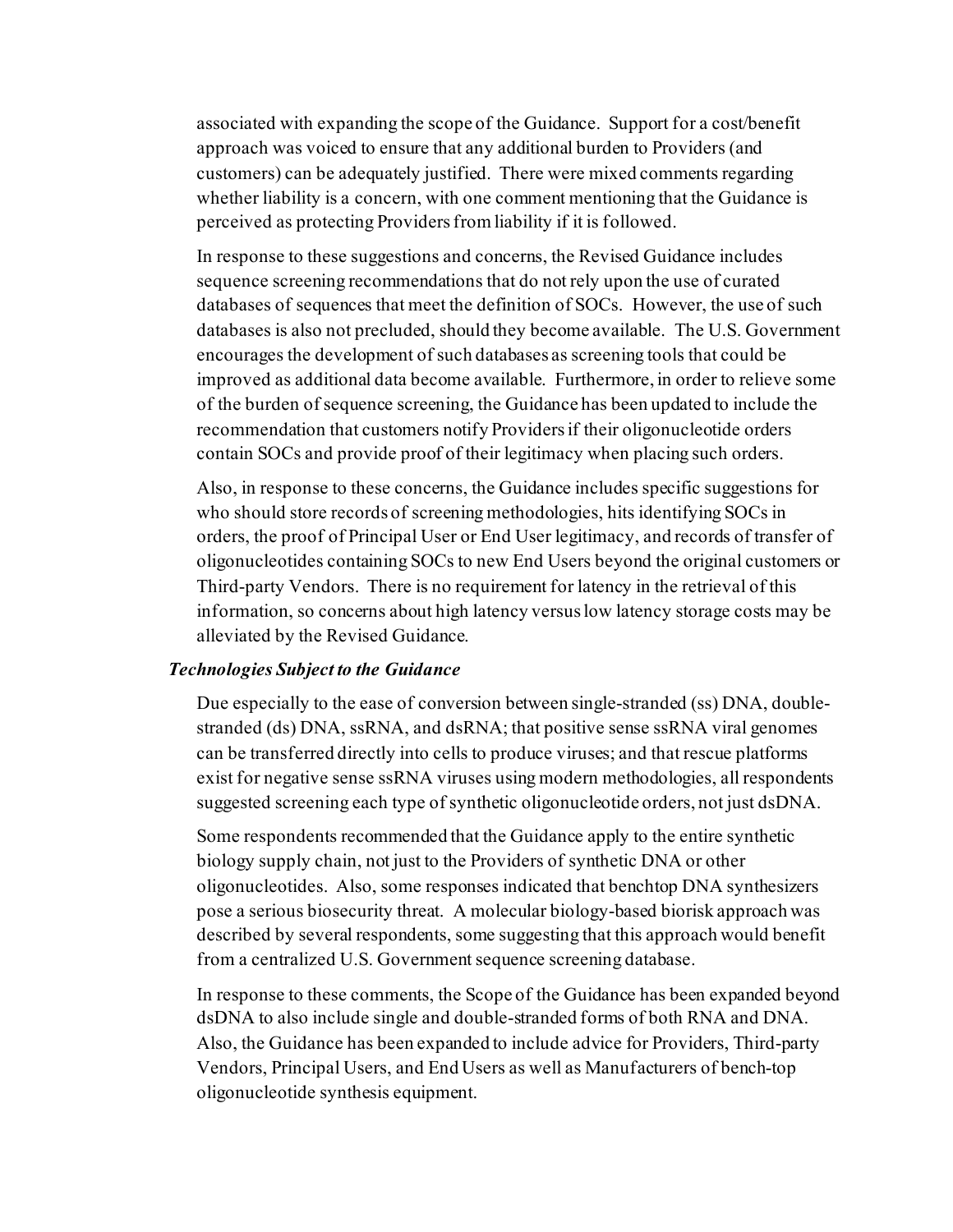associated with expanding the scope of the Guidance. Support for a cost/benefit approach was voiced to ensure that any additional burden to Providers (and customers) can be adequately justified. There were mixed comments regarding whether liability is a concern, with one comment mentioning that the Guidance is perceived as protecting Providers from liability if it is followed.

In response to these suggestions and concerns, the Revised Guidance includes sequence screening recommendations that do not rely upon the use of curated databases of sequences that meet the definition of SOCs. However, the use of such databases is also not precluded, should they become available. The U.S. Government encourages the development of such databases as screening tools that could be improved as additional data become available. Furthermore, in order to relieve some of the burden of sequence screening, the Guidance has been updated to include the recommendation that customers notify Providers if their oligonucleotide orders contain SOCs and provide proof of their legitimacy when placing such orders.

Also, in response to these concerns, the Guidance includes specific suggestions for who should store records of screening methodologies, hits identifying SOCs in orders, the proof of Principal User or End User legitimacy, and records of transfer of oligonucleotides containing SOCs to new End Users beyond the original customers or Third-party Vendors. There is no requirement for latency in the retrieval of this information, so concerns about high latency versus low latency storage costs may be alleviated by the Revised Guidance.

***Technologies Subject to the Guidance***

Due especially to the ease of conversion between single-stranded (ss) DNA, double-stranded (ds) DNA, ssRNA, and dsRNA; that positive sense ssRNA viral genomes can be transferred directly into cells to produce viruses; and that rescue platforms exist for negative sense ssRNA viruses using modern methodologies, all respondents suggested screening each type of synthetic oligonucleotide orders, not just dsDNA.

Some respondents recommended that the Guidance apply to the entire synthetic biology supply chain, not just to the Providers of synthetic DNA or other oligonucleotides. Also, some responses indicated that benchtop DNA synthesizers pose a serious biosecurity threat. A molecular biology-based biorisk approach was described by several respondents, some suggesting that this approach would benefit from a centralized U.S. Government sequence screening database.

In response to these comments, the Scope of the Guidance has been expanded beyond dsDNA to also include single and double-stranded forms of both RNA and DNA. Also, the Guidance has been expanded to include advice for Providers, Third-party Vendors, Principal Users, and End Users as well as Manufacturers of bench-top oligonucleotide synthesis equipment.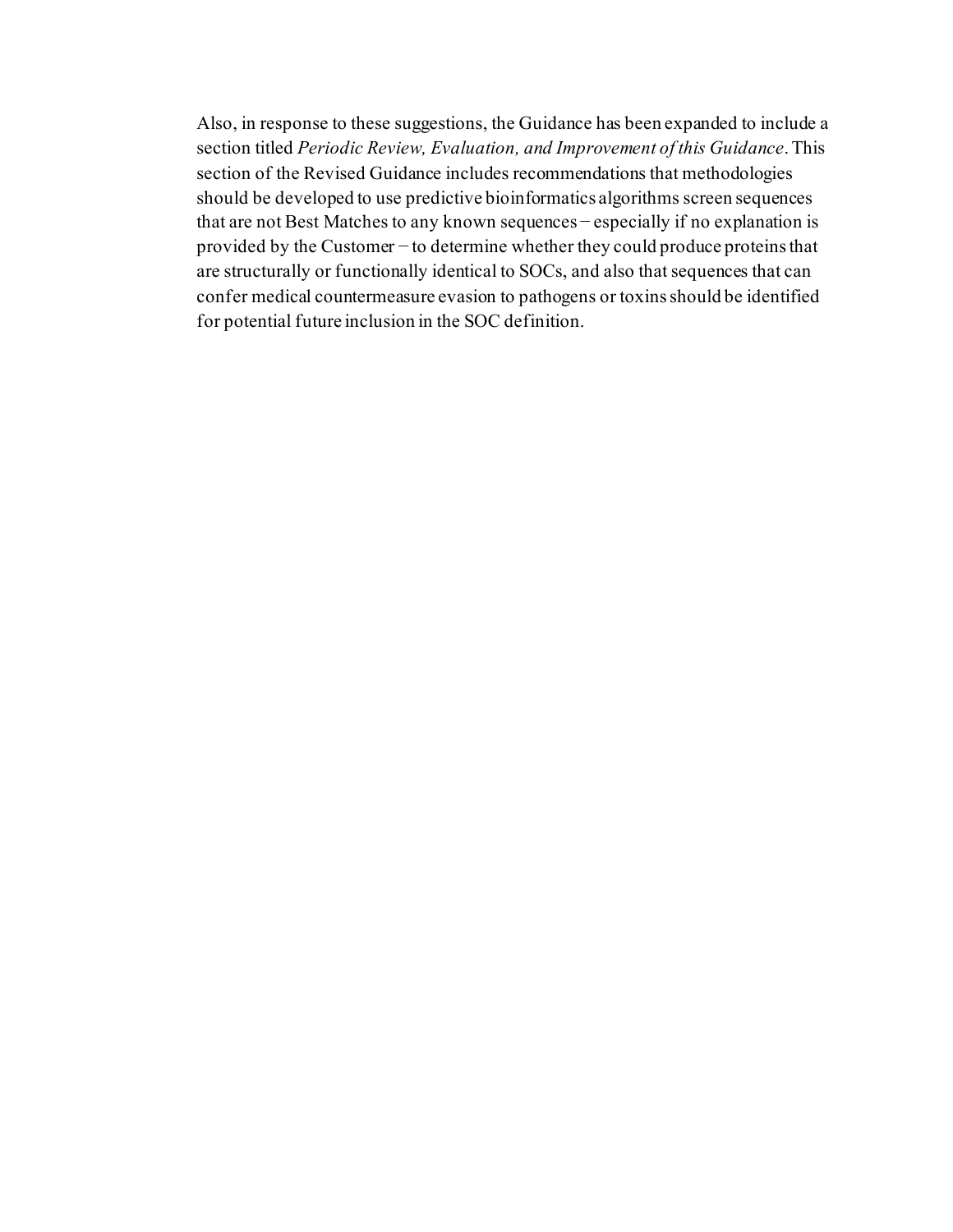Also, in response to these suggestions, the Guidance has been expanded to include a section titled *Periodic Review, Evaluation, and Improvement of this Guidance*. This section of the Revised Guidance includes recommendations that methodologies should be developed to use predictive bioinformatics algorithms screen sequences that are not Best Matches to any known sequences – especially if no explanation is provided by the Customer – to determine whether they could produce proteins that are structurally or functionally identical to SOCs, and also that sequences that can confer medical countermeasure evasion to pathogens or toxins should be identified for potential future inclusion in the SOC definition.